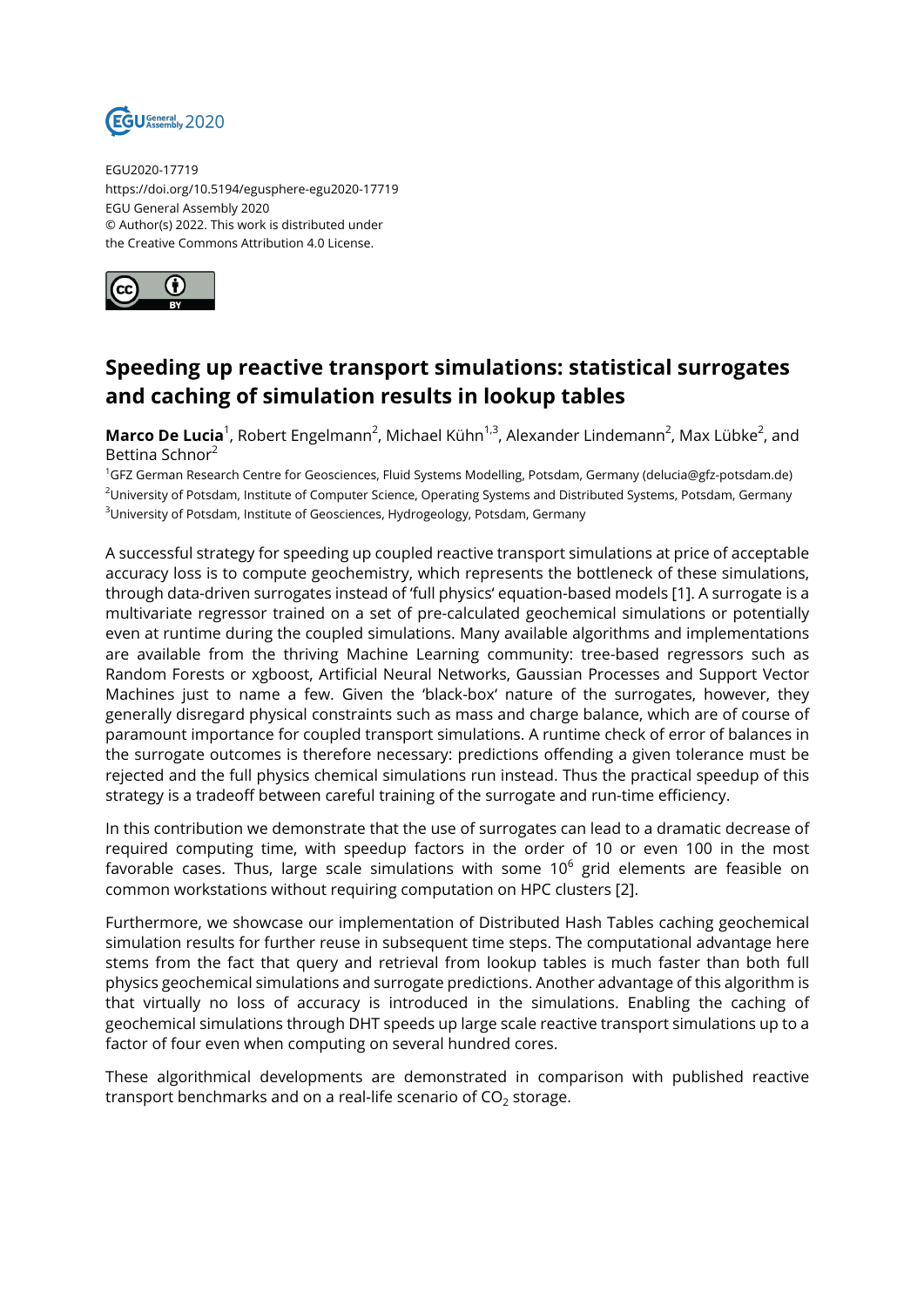EGU2020-17719
https://doi.org/10.5194/egusphere-egu2020-17719
EGU General Assembly 2020
© Author(s) 2022. This work is distributed under
the Creative Commons Attribution 4.0 License.

# Speeding up reactive transport simulations: statistical surrogates and caching of simulation results in lookup tables

**Marco De Lucia**[1], Robert Engelmann[2], Michael Kühn[1,3], Alexander Lindemann[2], Max Lübke[2], and Bettina Schnor[2]

[1]GFZ German Research Centre for Geosciences, Fluid Systems Modelling, Potsdam, Germany (delucia@gfz-potsdam.de)
[2]University of Potsdam, Institute of Computer Science, Operating Systems and Distributed Systems, Potsdam, Germany
[3]University of Potsdam, Institute of Geosciences, Hydrogeology, Potsdam, Germany

A successful strategy for speeding up coupled reactive transport simulations at price of acceptable accuracy loss is to compute geochemistry, which represents the bottleneck of these simulations, through data-driven surrogates instead of 'full physics' equation-based models [1]. A surrogate is a multivariate regressor trained on a set of pre-calculated geochemical simulations or potentially even at runtime during the coupled simulations. Many available algorithms and implementations are available from the thriving Machine Learning community: tree-based regressors such as Random Forests or xgboost, Artificial Neural Networks, Gaussian Processes and Support Vector Machines just to name a few. Given the 'black-box' nature of the surrogates, however, they generally disregard physical constraints such as mass and charge balance, which are of course of paramount importance for coupled transport simulations. A runtime check of error of balances in the surrogate outcomes is therefore necessary: predictions offending a given tolerance must be rejected and the full physics chemical simulations run instead. Thus the practical speedup of this strategy is a tradeoff between careful training of the surrogate and run-time efficiency.

In this contribution we demonstrate that the use of surrogates can lead to a dramatic decrease of required computing time, with speedup factors in the order of 10 or even 100 in the most favorable cases. Thus, large scale simulations with some $10^6$ grid elements are feasible on common workstations without requiring computation on HPC clusters [2].

Furthermore, we showcase our implementation of Distributed Hash Tables caching geochemical simulation results for further reuse in subsequent time steps. The computational advantage here stems from the fact that query and retrieval from lookup tables is much faster than both full physics geochemical simulations and surrogate predictions. Another advantage of this algorithm is that virtually no loss of accuracy is introduced in the simulations. Enabling the caching of geochemical simulations through DHT speeds up large scale reactive transport simulations up to a factor of four even when computing on several hundred cores.

These algorithmical developments are demonstrated in comparison with published reactive transport benchmarks and on a real-life scenario of $CO_2$ storage.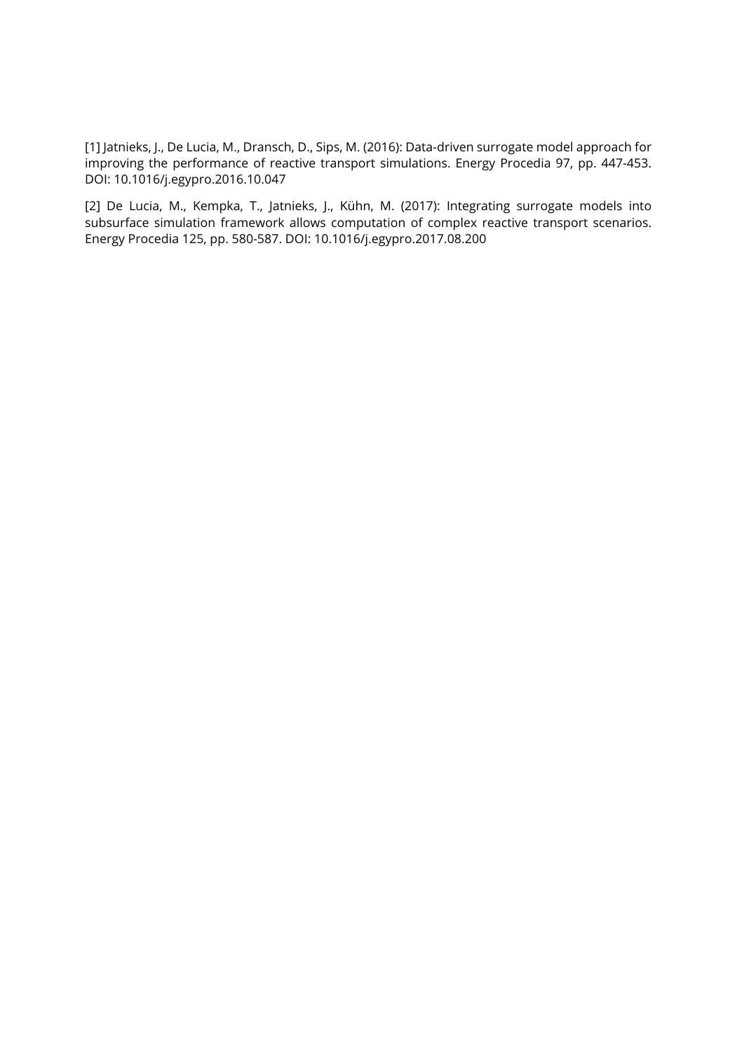[1] Jatnieks, J., De Lucia, M., Dransch, D., Sips, M. (2016): Data-driven surrogate model approach for improving the performance of reactive transport simulations. Energy Procedia 97, pp. 447-453. DOI: 10.1016/j.egypro.2016.10.047

[2] De Lucia, M., Kempka, T., Jatnieks, J., Kühn, M. (2017): Integrating surrogate models into subsurface simulation framework allows computation of complex reactive transport scenarios. Energy Procedia 125, pp. 580-587. DOI: 10.1016/j.egypro.2017.08.200